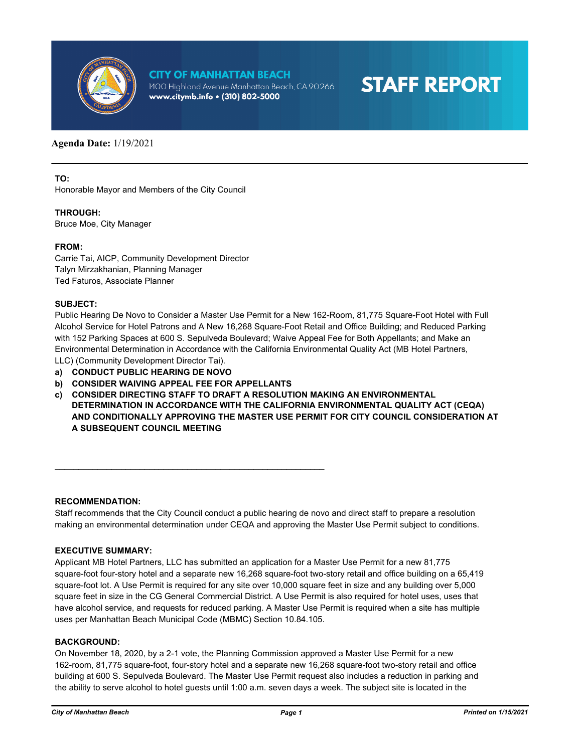# CITY OF MANHATTAN BEACH

1400 Highland Avenue Manhattan Beach, CA 90266
www.citymb.info • (310) 802-5000

# STAFF REPORT

**Agenda Date:** 1/19/2021

---

**TO:**
Honorable Mayor and Members of the City Council

**THROUGH:**
Bruce Moe, City Manager

**FROM:**
Carrie Tai, AICP, Community Development Director
Talyn Mirzakhanian, Planning Manager
Ted Faturos, Associate Planner

**SUBJECT:**
Public Hearing De Novo to Consider a Master Use Permit for a New 162-Room, 81,775 Square-Foot Hotel with Full Alcohol Service for Hotel Patrons and A New 16,268 Square-Foot Retail and Office Building; and Reduced Parking with 152 Parking Spaces at 600 S. Sepulveda Boulevard; Waive Appeal Fee for Both Appellants; and Make an Environmental Determination in Accordance with the California Environmental Quality Act (MB Hotel Partners, LLC) (Community Development Director Tai).

**a) CONDUCT PUBLIC HEARING DE NOVO**
**b) CONSIDER WAIVING APPEAL FEE FOR APPELLANTS**
**c) CONSIDER DIRECTING STAFF TO DRAFT A RESOLUTION MAKING AN ENVIRONMENTAL DETERMINATION IN ACCORDANCE WITH THE CALIFORNIA ENVIRONMENTAL QUALITY ACT (CEQA) AND CONDITIONALLY APPROVING THE MASTER USE PERMIT FOR CITY COUNCIL CONSIDERATION AT A SUBSEQUENT COUNCIL MEETING**

---

**RECOMMENDATION:**
Staff recommends that the City Council conduct a public hearing de novo and direct staff to prepare a resolution making an environmental determination under CEQA and approving the Master Use Permit subject to conditions.

**EXECUTIVE SUMMARY:**
Applicant MB Hotel Partners, LLC has submitted an application for a Master Use Permit for a new 81,775 square-foot four-story hotel and a separate new 16,268 square-foot two-story retail and office building on a 65,419 square-foot lot. A Use Permit is required for any site over 10,000 square feet in size and any building over 5,000 square feet in size in the CG General Commercial District. A Use Permit is also required for hotel uses, uses that have alcohol service, and requests for reduced parking. A Master Use Permit is required when a site has multiple uses per Manhattan Beach Municipal Code (MBMC) Section 10.84.105.

**BACKGROUND:**
On November 18, 2020, by a 2-1 vote, the Planning Commission approved a Master Use Permit for a new 162-room, 81,775 square-foot, four-story hotel and a separate new 16,268 square-foot two-story retail and office building at 600 S. Sepulveda Boulevard. The Master Use Permit request also includes a reduction in parking and the ability to serve alcohol to hotel guests until 1:00 a.m. seven days a week. The subject site is located in the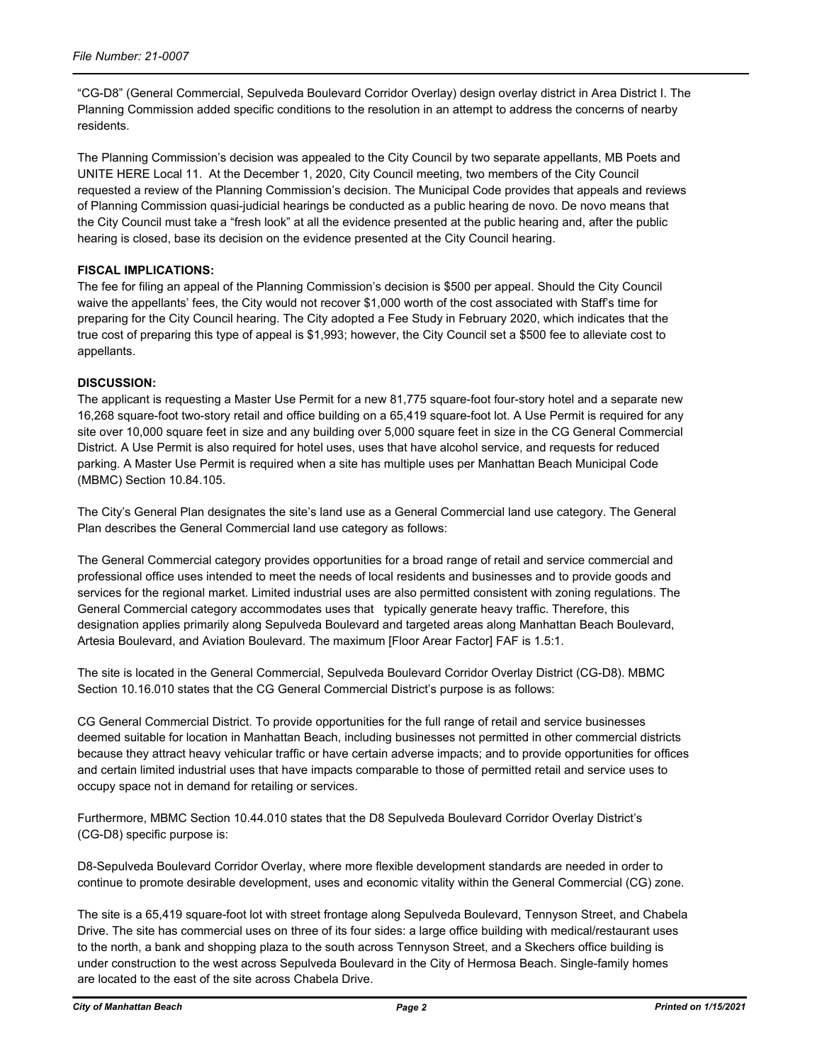"CG-D8" (General Commercial, Sepulveda Boulevard Corridor Overlay) design overlay district in Area District I. The Planning Commission added specific conditions to the resolution in an attempt to address the concerns of nearby residents.

The Planning Commission's decision was appealed to the City Council by two separate appellants, MB Poets and UNITE HERE Local 11. At the December 1, 2020, City Council meeting, two members of the City Council requested a review of the Planning Commission's decision. The Municipal Code provides that appeals and reviews of Planning Commission quasi-judicial hearings be conducted as a public hearing de novo. De novo means that the City Council must take a "fresh look" at all the evidence presented at the public hearing and, after the public hearing is closed, base its decision on the evidence presented at the City Council hearing.

**FISCAL IMPLICATIONS:**

The fee for filing an appeal of the Planning Commission's decision is $500 per appeal. Should the City Council waive the appellants' fees, the City would not recover $1,000 worth of the cost associated with Staff's time for preparing for the City Council hearing. The City adopted a Fee Study in February 2020, which indicates that the true cost of preparing this type of appeal is $1,993; however, the City Council set a $500 fee to alleviate cost to appellants.

**DISCUSSION:**

The applicant is requesting a Master Use Permit for a new 81,775 square-foot four-story hotel and a separate new 16,268 square-foot two-story retail and office building on a 65,419 square-foot lot. A Use Permit is required for any site over 10,000 square feet in size and any building over 5,000 square feet in size in the CG General Commercial District. A Use Permit is also required for hotel uses, uses that have alcohol service, and requests for reduced parking. A Master Use Permit is required when a site has multiple uses per Manhattan Beach Municipal Code (MBMC) Section 10.84.105.

The City's General Plan designates the site's land use as a General Commercial land use category. The General Plan describes the General Commercial land use category as follows:

The General Commercial category provides opportunities for a broad range of retail and service commercial and professional office uses intended to meet the needs of local residents and businesses and to provide goods and services for the regional market. Limited industrial uses are also permitted consistent with zoning regulations. The General Commercial category accommodates uses that typically generate heavy traffic. Therefore, this designation applies primarily along Sepulveda Boulevard and targeted areas along Manhattan Beach Boulevard, Artesia Boulevard, and Aviation Boulevard. The maximum [Floor Arear Factor] FAF is 1.5:1.

The site is located in the General Commercial, Sepulveda Boulevard Corridor Overlay District (CG-D8). MBMC Section 10.16.010 states that the CG General Commercial District's purpose is as follows:

CG General Commercial District. To provide opportunities for the full range of retail and service businesses deemed suitable for location in Manhattan Beach, including businesses not permitted in other commercial districts because they attract heavy vehicular traffic or have certain adverse impacts; and to provide opportunities for offices and certain limited industrial uses that have impacts comparable to those of permitted retail and service uses to occupy space not in demand for retailing or services.

Furthermore, MBMC Section 10.44.010 states that the D8 Sepulveda Boulevard Corridor Overlay District's (CG-D8) specific purpose is:

D8-Sepulveda Boulevard Corridor Overlay, where more flexible development standards are needed in order to continue to promote desirable development, uses and economic vitality within the General Commercial (CG) zone.

The site is a 65,419 square-foot lot with street frontage along Sepulveda Boulevard, Tennyson Street, and Chabela Drive. The site has commercial uses on three of its four sides: a large office building with medical/restaurant uses to the north, a bank and shopping plaza to the south across Tennyson Street, and a Skechers office building is under construction to the west across Sepulveda Boulevard in the City of Hermosa Beach. Single-family homes are located to the east of the site across Chabela Drive.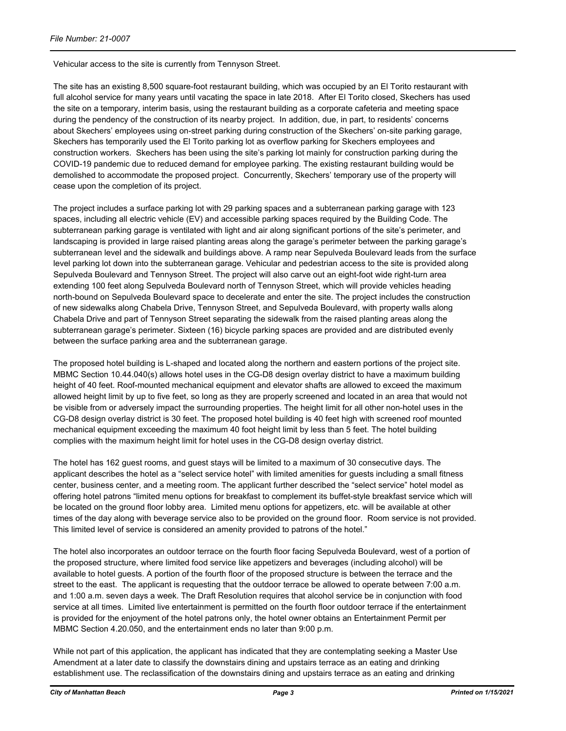Vehicular access to the site is currently from Tennyson Street.

The site has an existing 8,500 square-foot restaurant building, which was occupied by an El Torito restaurant with full alcohol service for many years until vacating the space in late 2018. After El Torito closed, Skechers has used the site on a temporary, interim basis, using the restaurant building as a corporate cafeteria and meeting space during the pendency of the construction of its nearby project. In addition, due, in part, to residents' concerns about Skechers' employees using on-street parking during construction of the Skechers' on-site parking garage, Skechers has temporarily used the El Torito parking lot as overflow parking for Skechers employees and construction workers. Skechers has been using the site's parking lot mainly for construction parking during the COVID-19 pandemic due to reduced demand for employee parking. The existing restaurant building would be demolished to accommodate the proposed project. Concurrently, Skechers' temporary use of the property will cease upon the completion of its project.

The project includes a surface parking lot with 29 parking spaces and a subterranean parking garage with 123 spaces, including all electric vehicle (EV) and accessible parking spaces required by the Building Code. The subterranean parking garage is ventilated with light and air along significant portions of the site's perimeter, and landscaping is provided in large raised planting areas along the garage's perimeter between the parking garage's subterranean level and the sidewalk and buildings above. A ramp near Sepulveda Boulevard leads from the surface level parking lot down into the subterranean garage. Vehicular and pedestrian access to the site is provided along Sepulveda Boulevard and Tennyson Street. The project will also carve out an eight-foot wide right-turn area extending 100 feet along Sepulveda Boulevard north of Tennyson Street, which will provide vehicles heading north-bound on Sepulveda Boulevard space to decelerate and enter the site. The project includes the construction of new sidewalks along Chabela Drive, Tennyson Street, and Sepulveda Boulevard, with property walls along Chabela Drive and part of Tennyson Street separating the sidewalk from the raised planting areas along the subterranean garage's perimeter. Sixteen (16) bicycle parking spaces are provided and are distributed evenly between the surface parking area and the subterranean garage.

The proposed hotel building is L-shaped and located along the northern and eastern portions of the project site. MBMC Section 10.44.040(s) allows hotel uses in the CG-D8 design overlay district to have a maximum building height of 40 feet. Roof-mounted mechanical equipment and elevator shafts are allowed to exceed the maximum allowed height limit by up to five feet, so long as they are properly screened and located in an area that would not be visible from or adversely impact the surrounding properties. The height limit for all other non-hotel uses in the CG-D8 design overlay district is 30 feet. The proposed hotel building is 40 feet high with screened roof mounted mechanical equipment exceeding the maximum 40 foot height limit by less than 5 feet. The hotel building complies with the maximum height limit for hotel uses in the CG-D8 design overlay district.

The hotel has 162 guest rooms, and guest stays will be limited to a maximum of 30 consecutive days. The applicant describes the hotel as a "select service hotel" with limited amenities for guests including a small fitness center, business center, and a meeting room. The applicant further described the "select service" hotel model as offering hotel patrons "limited menu options for breakfast to complement its buffet-style breakfast service which will be located on the ground floor lobby area. Limited menu options for appetizers, etc. will be available at other times of the day along with beverage service also to be provided on the ground floor. Room service is not provided. This limited level of service is considered an amenity provided to patrons of the hotel."

The hotel also incorporates an outdoor terrace on the fourth floor facing Sepulveda Boulevard, west of a portion of the proposed structure, where limited food service like appetizers and beverages (including alcohol) will be available to hotel guests. A portion of the fourth floor of the proposed structure is between the terrace and the street to the east. The applicant is requesting that the outdoor terrace be allowed to operate between 7:00 a.m. and 1:00 a.m. seven days a week. The Draft Resolution requires that alcohol service be in conjunction with food service at all times. Limited live entertainment is permitted on the fourth floor outdoor terrace if the entertainment is provided for the enjoyment of the hotel patrons only, the hotel owner obtains an Entertainment Permit per MBMC Section 4.20.050, and the entertainment ends no later than 9:00 p.m.

While not part of this application, the applicant has indicated that they are contemplating seeking a Master Use Amendment at a later date to classify the downstairs dining and upstairs terrace as an eating and drinking establishment use. The reclassification of the downstairs dining and upstairs terrace as an eating and drinking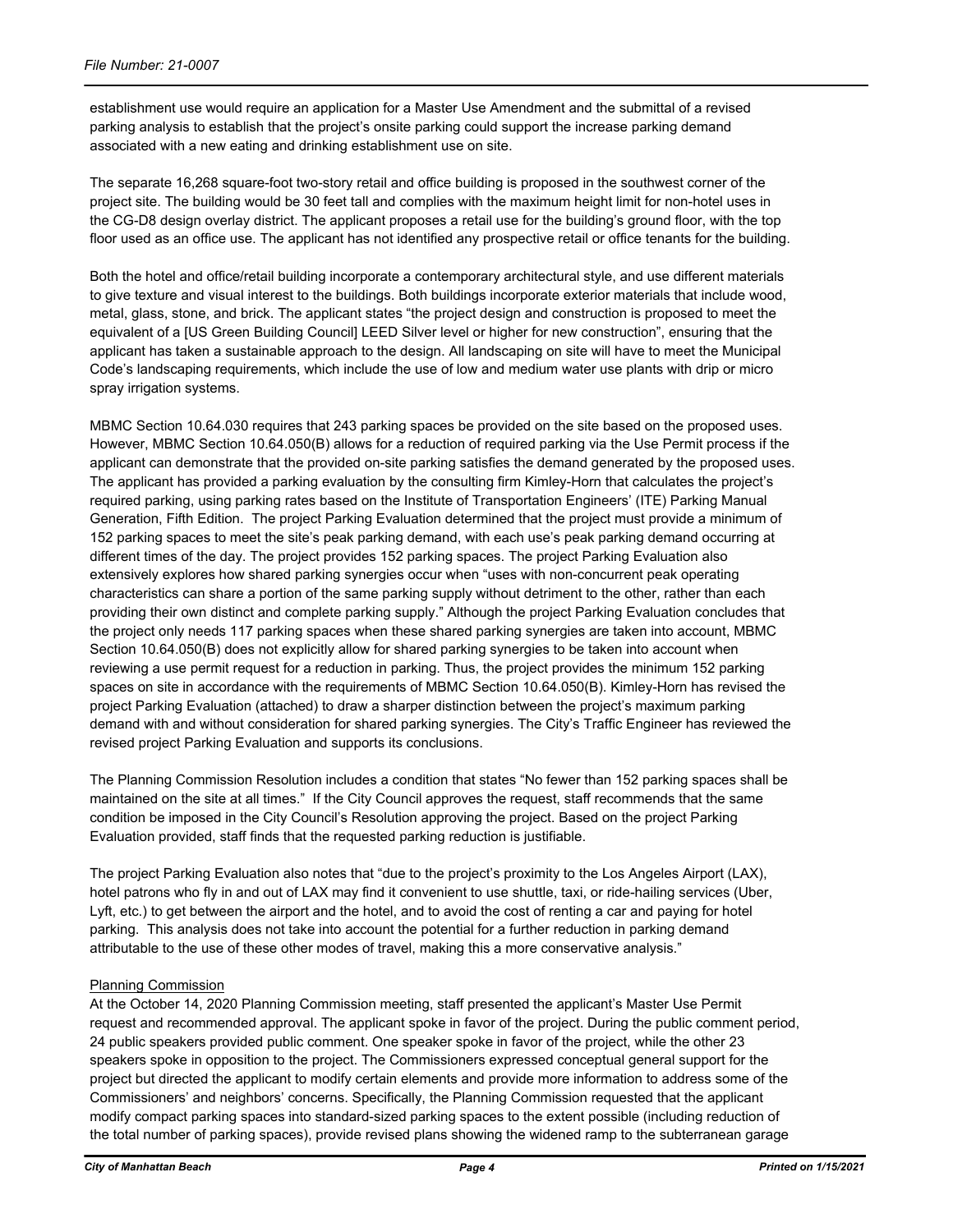establishment use would require an application for a Master Use Amendment and the submittal of a revised parking analysis to establish that the project's onsite parking could support the increase parking demand associated with a new eating and drinking establishment use on site.

The separate 16,268 square-foot two-story retail and office building is proposed in the southwest corner of the project site. The building would be 30 feet tall and complies with the maximum height limit for non-hotel uses in the CG-D8 design overlay district. The applicant proposes a retail use for the building's ground floor, with the top floor used as an office use. The applicant has not identified any prospective retail or office tenants for the building.

Both the hotel and office/retail building incorporate a contemporary architectural style, and use different materials to give texture and visual interest to the buildings. Both buildings incorporate exterior materials that include wood, metal, glass, stone, and brick. The applicant states "the project design and construction is proposed to meet the equivalent of a [US Green Building Council] LEED Silver level or higher for new construction", ensuring that the applicant has taken a sustainable approach to the design. All landscaping on site will have to meet the Municipal Code's landscaping requirements, which include the use of low and medium water use plants with drip or micro spray irrigation systems.

MBMC Section 10.64.030 requires that 243 parking spaces be provided on the site based on the proposed uses. However, MBMC Section 10.64.050(B) allows for a reduction of required parking via the Use Permit process if the applicant can demonstrate that the provided on-site parking satisfies the demand generated by the proposed uses. The applicant has provided a parking evaluation by the consulting firm Kimley-Horn that calculates the project's required parking, using parking rates based on the Institute of Transportation Engineers' (ITE) Parking Manual Generation, Fifth Edition. The project Parking Evaluation determined that the project must provide a minimum of 152 parking spaces to meet the site's peak parking demand, with each use's peak parking demand occurring at different times of the day. The project provides 152 parking spaces. The project Parking Evaluation also extensively explores how shared parking synergies occur when "uses with non-concurrent peak operating characteristics can share a portion of the same parking supply without detriment to the other, rather than each providing their own distinct and complete parking supply." Although the project Parking Evaluation concludes that the project only needs 117 parking spaces when these shared parking synergies are taken into account, MBMC Section 10.64.050(B) does not explicitly allow for shared parking synergies to be taken into account when reviewing a use permit request for a reduction in parking. Thus, the project provides the minimum 152 parking spaces on site in accordance with the requirements of MBMC Section 10.64.050(B). Kimley-Horn has revised the project Parking Evaluation (attached) to draw a sharper distinction between the project's maximum parking demand with and without consideration for shared parking synergies. The City's Traffic Engineer has reviewed the revised project Parking Evaluation and supports its conclusions.

The Planning Commission Resolution includes a condition that states "No fewer than 152 parking spaces shall be maintained on the site at all times." If the City Council approves the request, staff recommends that the same condition be imposed in the City Council's Resolution approving the project. Based on the project Parking Evaluation provided, staff finds that the requested parking reduction is justifiable.

The project Parking Evaluation also notes that "due to the project's proximity to the Los Angeles Airport (LAX), hotel patrons who fly in and out of LAX may find it convenient to use shuttle, taxi, or ride-hailing services (Uber, Lyft, etc.) to get between the airport and the hotel, and to avoid the cost of renting a car and paying for hotel parking. This analysis does not take into account the potential for a further reduction in parking demand attributable to the use of these other modes of travel, making this a more conservative analysis."

Planning Commission

At the October 14, 2020 Planning Commission meeting, staff presented the applicant's Master Use Permit request and recommended approval. The applicant spoke in favor of the project. During the public comment period, 24 public speakers provided public comment. One speaker spoke in favor of the project, while the other 23 speakers spoke in opposition to the project. The Commissioners expressed conceptual general support for the project but directed the applicant to modify certain elements and provide more information to address some of the Commissioners' and neighbors' concerns. Specifically, the Planning Commission requested that the applicant modify compact parking spaces into standard-sized parking spaces to the extent possible (including reduction of the total number of parking spaces), provide revised plans showing the widened ramp to the subterranean garage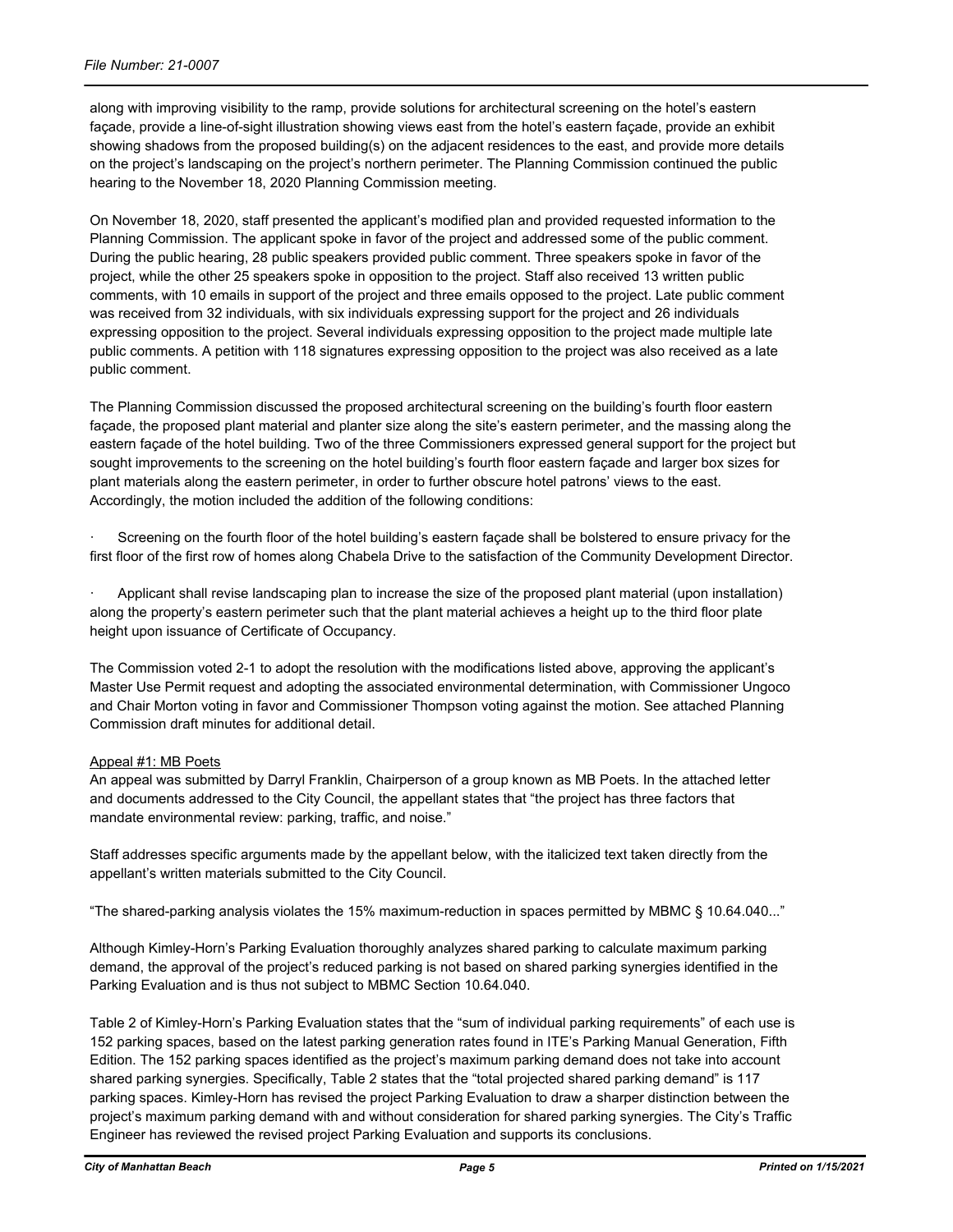along with improving visibility to the ramp, provide solutions for architectural screening on the hotel's eastern façade, provide a line-of-sight illustration showing views east from the hotel's eastern façade, provide an exhibit showing shadows from the proposed building(s) on the adjacent residences to the east, and provide more details on the project's landscaping on the project's northern perimeter. The Planning Commission continued the public hearing to the November 18, 2020 Planning Commission meeting.

On November 18, 2020, staff presented the applicant's modified plan and provided requested information to the Planning Commission. The applicant spoke in favor of the project and addressed some of the public comment. During the public hearing, 28 public speakers provided public comment. Three speakers spoke in favor of the project, while the other 25 speakers spoke in opposition to the project. Staff also received 13 written public comments, with 10 emails in support of the project and three emails opposed to the project. Late public comment was received from 32 individuals, with six individuals expressing support for the project and 26 individuals expressing opposition to the project. Several individuals expressing opposition to the project made multiple late public comments. A petition with 118 signatures expressing opposition to the project was also received as a late public comment.

The Planning Commission discussed the proposed architectural screening on the building's fourth floor eastern façade, the proposed plant material and planter size along the site's eastern perimeter, and the massing along the eastern façade of the hotel building. Two of the three Commissioners expressed general support for the project but sought improvements to the screening on the hotel building's fourth floor eastern façade and larger box sizes for plant materials along the eastern perimeter, in order to further obscure hotel patrons' views to the east. Accordingly, the motion included the addition of the following conditions:

- Screening on the fourth floor of the hotel building's eastern façade shall be bolstered to ensure privacy for the first floor of the first row of homes along Chabela Drive to the satisfaction of the Community Development Director.

- Applicant shall revise landscaping plan to increase the size of the proposed plant material (upon installation) along the property's eastern perimeter such that the plant material achieves a height up to the third floor plate height upon issuance of Certificate of Occupancy.

The Commission voted 2-1 to adopt the resolution with the modifications listed above, approving the applicant's Master Use Permit request and adopting the associated environmental determination, with Commissioner Ungoco and Chair Morton voting in favor and Commissioner Thompson voting against the motion. See attached Planning Commission draft minutes for additional detail.

Appeal #1: MB Poets

An appeal was submitted by Darryl Franklin, Chairperson of a group known as MB Poets. In the attached letter and documents addressed to the City Council, the appellant states that "the project has three factors that mandate environmental review: parking, traffic, and noise."

Staff addresses specific arguments made by the appellant below, with the italicized text taken directly from the appellant's written materials submitted to the City Council.

"The shared-parking analysis violates the 15% maximum-reduction in spaces permitted by MBMC § 10.64.040..."

Although Kimley-Horn's Parking Evaluation thoroughly analyzes shared parking to calculate maximum parking demand, the approval of the project's reduced parking is not based on shared parking synergies identified in the Parking Evaluation and is thus not subject to MBMC Section 10.64.040.

Table 2 of Kimley-Horn's Parking Evaluation states that the "sum of individual parking requirements" of each use is 152 parking spaces, based on the latest parking generation rates found in ITE's Parking Manual Generation, Fifth Edition. The 152 parking spaces identified as the project's maximum parking demand does not take into account shared parking synergies. Specifically, Table 2 states that the "total projected shared parking demand" is 117 parking spaces. Kimley-Horn has revised the project Parking Evaluation to draw a sharper distinction between the project's maximum parking demand with and without consideration for shared parking synergies. The City's Traffic Engineer has reviewed the revised project Parking Evaluation and supports its conclusions.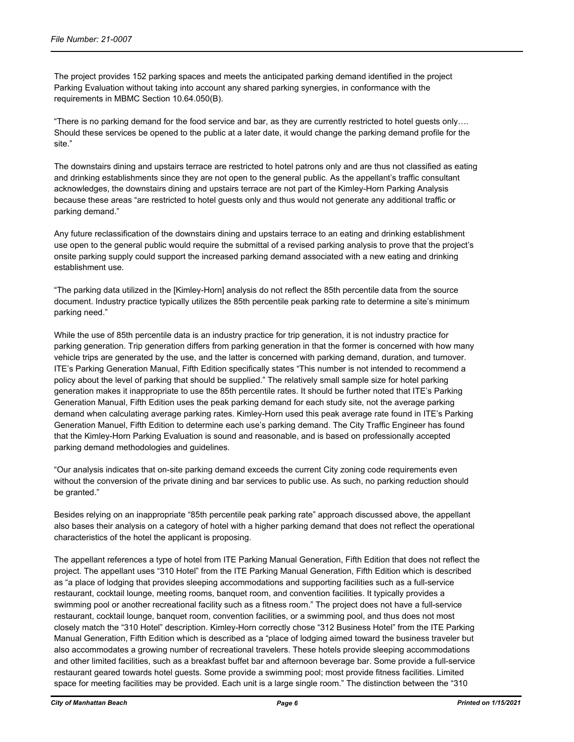The project provides 152 parking spaces and meets the anticipated parking demand identified in the project Parking Evaluation without taking into account any shared parking synergies, in conformance with the requirements in MBMC Section 10.64.050(B).

"There is no parking demand for the food service and bar, as they are currently restricted to hotel guests only…. Should these services be opened to the public at a later date, it would change the parking demand profile for the site."

The downstairs dining and upstairs terrace are restricted to hotel patrons only and are thus not classified as eating and drinking establishments since they are not open to the general public. As the appellant's traffic consultant acknowledges, the downstairs dining and upstairs terrace are not part of the Kimley-Horn Parking Analysis because these areas "are restricted to hotel guests only and thus would not generate any additional traffic or parking demand."

Any future reclassification of the downstairs dining and upstairs terrace to an eating and drinking establishment use open to the general public would require the submittal of a revised parking analysis to prove that the project's onsite parking supply could support the increased parking demand associated with a new eating and drinking establishment use.

"The parking data utilized in the [Kimley-Horn] analysis do not reflect the 85th percentile data from the source document. Industry practice typically utilizes the 85th percentile peak parking rate to determine a site's minimum parking need."

While the use of 85th percentile data is an industry practice for trip generation, it is not industry practice for parking generation. Trip generation differs from parking generation in that the former is concerned with how many vehicle trips are generated by the use, and the latter is concerned with parking demand, duration, and turnover. ITE's Parking Generation Manual, Fifth Edition specifically states "This number is not intended to recommend a policy about the level of parking that should be supplied." The relatively small sample size for hotel parking generation makes it inappropriate to use the 85th percentile rates. It should be further noted that ITE's Parking Generation Manual, Fifth Edition uses the peak parking demand for each study site, not the average parking demand when calculating average parking rates. Kimley-Horn used this peak average rate found in ITE's Parking Generation Manuel, Fifth Edition to determine each use's parking demand. The City Traffic Engineer has found that the Kimley-Horn Parking Evaluation is sound and reasonable, and is based on professionally accepted parking demand methodologies and guidelines.

"Our analysis indicates that on-site parking demand exceeds the current City zoning code requirements even without the conversion of the private dining and bar services to public use. As such, no parking reduction should be granted."

Besides relying on an inappropriate "85th percentile peak parking rate" approach discussed above, the appellant also bases their analysis on a category of hotel with a higher parking demand that does not reflect the operational characteristics of the hotel the applicant is proposing.

The appellant references a type of hotel from ITE Parking Manual Generation, Fifth Edition that does not reflect the project. The appellant uses "310 Hotel" from the ITE Parking Manual Generation, Fifth Edition which is described as "a place of lodging that provides sleeping accommodations and supporting facilities such as a full-service restaurant, cocktail lounge, meeting rooms, banquet room, and convention facilities. It typically provides a swimming pool or another recreational facility such as a fitness room." The project does not have a full-service restaurant, cocktail lounge, banquet room, convention facilities, or a swimming pool, and thus does not most closely match the "310 Hotel" description. Kimley-Horn correctly chose "312 Business Hotel" from the ITE Parking Manual Generation, Fifth Edition which is described as a "place of lodging aimed toward the business traveler but also accommodates a growing number of recreational travelers. These hotels provide sleeping accommodations and other limited facilities, such as a breakfast buffet bar and afternoon beverage bar. Some provide a full-service restaurant geared towards hotel guests. Some provide a swimming pool; most provide fitness facilities. Limited space for meeting facilities may be provided. Each unit is a large single room." The distinction between the "310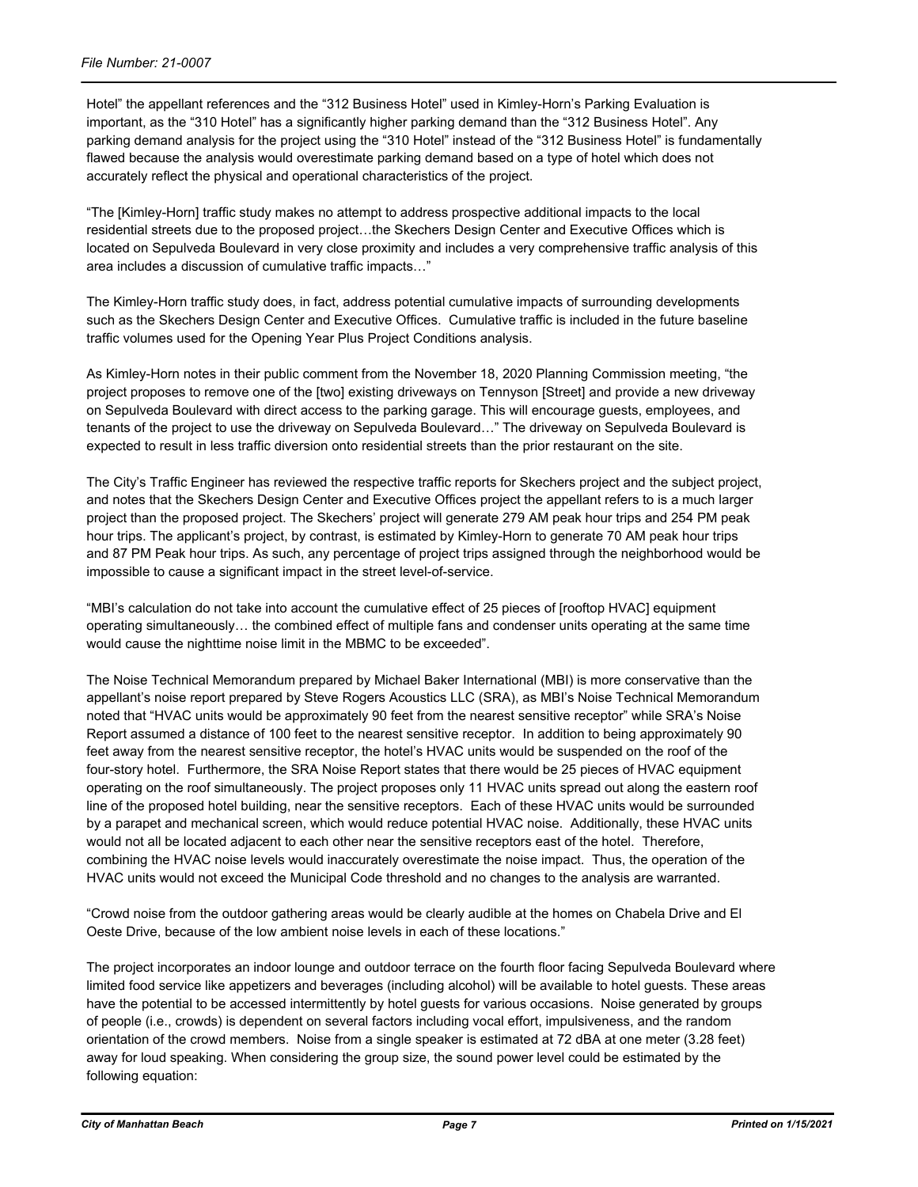Hotel" the appellant references and the "312 Business Hotel" used in Kimley-Horn's Parking Evaluation is important, as the "310 Hotel" has a significantly higher parking demand than the "312 Business Hotel". Any parking demand analysis for the project using the "310 Hotel" instead of the "312 Business Hotel" is fundamentally flawed because the analysis would overestimate parking demand based on a type of hotel which does not accurately reflect the physical and operational characteristics of the project.

"The [Kimley-Horn] traffic study makes no attempt to address prospective additional impacts to the local residential streets due to the proposed project…the Skechers Design Center and Executive Offices which is located on Sepulveda Boulevard in very close proximity and includes a very comprehensive traffic analysis of this area includes a discussion of cumulative traffic impacts…"

The Kimley-Horn traffic study does, in fact, address potential cumulative impacts of surrounding developments such as the Skechers Design Center and Executive Offices. Cumulative traffic is included in the future baseline traffic volumes used for the Opening Year Plus Project Conditions analysis.

As Kimley-Horn notes in their public comment from the November 18, 2020 Planning Commission meeting, "the project proposes to remove one of the [two] existing driveways on Tennyson [Street] and provide a new driveway on Sepulveda Boulevard with direct access to the parking garage. This will encourage guests, employees, and tenants of the project to use the driveway on Sepulveda Boulevard…" The driveway on Sepulveda Boulevard is expected to result in less traffic diversion onto residential streets than the prior restaurant on the site.

The City's Traffic Engineer has reviewed the respective traffic reports for Skechers project and the subject project, and notes that the Skechers Design Center and Executive Offices project the appellant refers to is a much larger project than the proposed project. The Skechers' project will generate 279 AM peak hour trips and 254 PM peak hour trips. The applicant's project, by contrast, is estimated by Kimley-Horn to generate 70 AM peak hour trips and 87 PM Peak hour trips. As such, any percentage of project trips assigned through the neighborhood would be impossible to cause a significant impact in the street level-of-service.

"MBI's calculation do not take into account the cumulative effect of 25 pieces of [rooftop HVAC] equipment operating simultaneously… the combined effect of multiple fans and condenser units operating at the same time would cause the nighttime noise limit in the MBMC to be exceeded".

The Noise Technical Memorandum prepared by Michael Baker International (MBI) is more conservative than the appellant's noise report prepared by Steve Rogers Acoustics LLC (SRA), as MBI's Noise Technical Memorandum noted that "HVAC units would be approximately 90 feet from the nearest sensitive receptor" while SRA's Noise Report assumed a distance of 100 feet to the nearest sensitive receptor. In addition to being approximately 90 feet away from the nearest sensitive receptor, the hotel's HVAC units would be suspended on the roof of the four-story hotel. Furthermore, the SRA Noise Report states that there would be 25 pieces of HVAC equipment operating on the roof simultaneously. The project proposes only 11 HVAC units spread out along the eastern roof line of the proposed hotel building, near the sensitive receptors. Each of these HVAC units would be surrounded by a parapet and mechanical screen, which would reduce potential HVAC noise. Additionally, these HVAC units would not all be located adjacent to each other near the sensitive receptors east of the hotel. Therefore, combining the HVAC noise levels would inaccurately overestimate the noise impact. Thus, the operation of the HVAC units would not exceed the Municipal Code threshold and no changes to the analysis are warranted.

"Crowd noise from the outdoor gathering areas would be clearly audible at the homes on Chabela Drive and El Oeste Drive, because of the low ambient noise levels in each of these locations."

The project incorporates an indoor lounge and outdoor terrace on the fourth floor facing Sepulveda Boulevard where limited food service like appetizers and beverages (including alcohol) will be available to hotel guests. These areas have the potential to be accessed intermittently by hotel guests for various occasions. Noise generated by groups of people (i.e., crowds) is dependent on several factors including vocal effort, impulsiveness, and the random orientation of the crowd members. Noise from a single speaker is estimated at 72 dBA at one meter (3.28 feet) away for loud speaking. When considering the group size, the sound power level could be estimated by the following equation: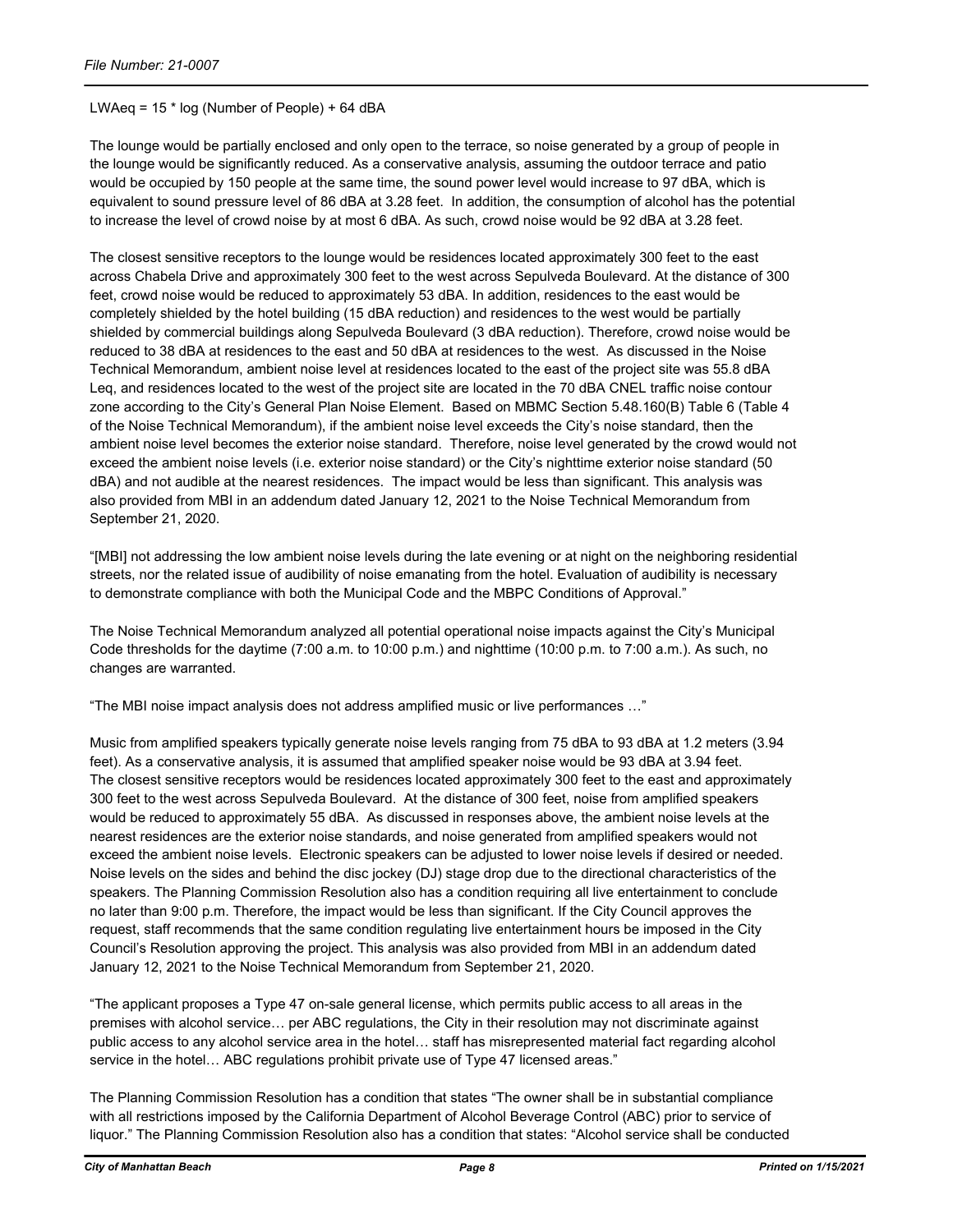$LWAeq = 15 * \log(\text{Number of People}) + 64$ dBA

The lounge would be partially enclosed and only open to the terrace, so noise generated by a group of people in the lounge would be significantly reduced. As a conservative analysis, assuming the outdoor terrace and patio would be occupied by 150 people at the same time, the sound power level would increase to 97 dBA, which is equivalent to sound pressure level of 86 dBA at 3.28 feet. In addition, the consumption of alcohol has the potential to increase the level of crowd noise by at most 6 dBA. As such, crowd noise would be 92 dBA at 3.28 feet.

The closest sensitive receptors to the lounge would be residences located approximately 300 feet to the east across Chabela Drive and approximately 300 feet to the west across Sepulveda Boulevard. At the distance of 300 feet, crowd noise would be reduced to approximately 53 dBA. In addition, residences to the east would be completely shielded by the hotel building (15 dBA reduction) and residences to the west would be partially shielded by commercial buildings along Sepulveda Boulevard (3 dBA reduction). Therefore, crowd noise would be reduced to 38 dBA at residences to the east and 50 dBA at residences to the west. As discussed in the Noise Technical Memorandum, ambient noise level at residences located to the east of the project site was 55.8 dBA Leq, and residences located to the west of the project site are located in the 70 dBA CNEL traffic noise contour zone according to the City's General Plan Noise Element. Based on MBMC Section 5.48.160(B) Table 6 (Table 4 of the Noise Technical Memorandum), if the ambient noise level exceeds the City's noise standard, then the ambient noise level becomes the exterior noise standard. Therefore, noise level generated by the crowd would not exceed the ambient noise levels (i.e. exterior noise standard) or the City's nighttime exterior noise standard (50 dBA) and not audible at the nearest residences. The impact would be less than significant. This analysis was also provided from MBI in an addendum dated January 12, 2021 to the Noise Technical Memorandum from September 21, 2020.

"[MBI] not addressing the low ambient noise levels during the late evening or at night on the neighboring residential streets, nor the related issue of audibility of noise emanating from the hotel. Evaluation of audibility is necessary to demonstrate compliance with both the Municipal Code and the MBPC Conditions of Approval."

The Noise Technical Memorandum analyzed all potential operational noise impacts against the City's Municipal Code thresholds for the daytime (7:00 a.m. to 10:00 p.m.) and nighttime (10:00 p.m. to 7:00 a.m.). As such, no changes are warranted.

"The MBI noise impact analysis does not address amplified music or live performances …"

Music from amplified speakers typically generate noise levels ranging from 75 dBA to 93 dBA at 1.2 meters (3.94 feet). As a conservative analysis, it is assumed that amplified speaker noise would be 93 dBA at 3.94 feet. The closest sensitive receptors would be residences located approximately 300 feet to the east and approximately 300 feet to the west across Sepulveda Boulevard. At the distance of 300 feet, noise from amplified speakers would be reduced to approximately 55 dBA. As discussed in responses above, the ambient noise levels at the nearest residences are the exterior noise standards, and noise generated from amplified speakers would not exceed the ambient noise levels. Electronic speakers can be adjusted to lower noise levels if desired or needed. Noise levels on the sides and behind the disc jockey (DJ) stage drop due to the directional characteristics of the speakers. The Planning Commission Resolution also has a condition requiring all live entertainment to conclude no later than 9:00 p.m. Therefore, the impact would be less than significant. If the City Council approves the request, staff recommends that the same condition regulating live entertainment hours be imposed in the City Council's Resolution approving the project. This analysis was also provided from MBI in an addendum dated January 12, 2021 to the Noise Technical Memorandum from September 21, 2020.

"The applicant proposes a Type 47 on-sale general license, which permits public access to all areas in the premises with alcohol service… per ABC regulations, the City in their resolution may not discriminate against public access to any alcohol service area in the hotel… staff has misrepresented material fact regarding alcohol service in the hotel… ABC regulations prohibit private use of Type 47 licensed areas."

The Planning Commission Resolution has a condition that states "The owner shall be in substantial compliance with all restrictions imposed by the California Department of Alcohol Beverage Control (ABC) prior to service of liquor." The Planning Commission Resolution also has a condition that states: "Alcohol service shall be conducted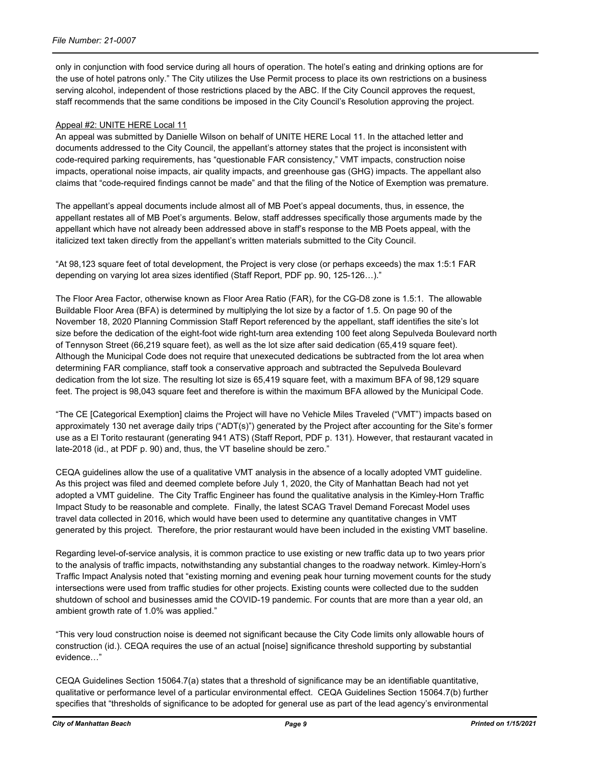only in conjunction with food service during all hours of operation. The hotel's eating and drinking options are for the use of hotel patrons only." The City utilizes the Use Permit process to place its own restrictions on a business serving alcohol, independent of those restrictions placed by the ABC. If the City Council approves the request, staff recommends that the same conditions be imposed in the City Council's Resolution approving the project.

Appeal #2: UNITE HERE Local 11

An appeal was submitted by Danielle Wilson on behalf of UNITE HERE Local 11. In the attached letter and documents addressed to the City Council, the appellant's attorney states that the project is inconsistent with code-required parking requirements, has "questionable FAR consistency," VMT impacts, construction noise impacts, operational noise impacts, air quality impacts, and greenhouse gas (GHG) impacts. The appellant also claims that "code-required findings cannot be made" and that the filing of the Notice of Exemption was premature.

The appellant's appeal documents include almost all of MB Poet's appeal documents, thus, in essence, the appellant restates all of MB Poet's arguments. Below, staff addresses specifically those arguments made by the appellant which have not already been addressed above in staff's response to the MB Poets appeal, with the italicized text taken directly from the appellant's written materials submitted to the City Council.

"At 98,123 square feet of total development, the Project is very close (or perhaps exceeds) the max 1:5:1 FAR depending on varying lot area sizes identified (Staff Report, PDF pp. 90, 125-126…)."

The Floor Area Factor, otherwise known as Floor Area Ratio (FAR), for the CG-D8 zone is 1.5:1. The allowable Buildable Floor Area (BFA) is determined by multiplying the lot size by a factor of 1.5. On page 90 of the November 18, 2020 Planning Commission Staff Report referenced by the appellant, staff identifies the site's lot size before the dedication of the eight-foot wide right-turn area extending 100 feet along Sepulveda Boulevard north of Tennyson Street (66,219 square feet), as well as the lot size after said dedication (65,419 square feet). Although the Municipal Code does not require that unexecuted dedications be subtracted from the lot area when determining FAR compliance, staff took a conservative approach and subtracted the Sepulveda Boulevard dedication from the lot size. The resulting lot size is 65,419 square feet, with a maximum BFA of 98,129 square feet. The project is 98,043 square feet and therefore is within the maximum BFA allowed by the Municipal Code.

"The CE [Categorical Exemption] claims the Project will have no Vehicle Miles Traveled ("VMT") impacts based on approximately 130 net average daily trips ("ADT(s)") generated by the Project after accounting for the Site's former use as a El Torito restaurant (generating 941 ATS) (Staff Report, PDF p. 131). However, that restaurant vacated in late-2018 (id., at PDF p. 90) and, thus, the VT baseline should be zero."

CEQA guidelines allow the use of a qualitative VMT analysis in the absence of a locally adopted VMT guideline. As this project was filed and deemed complete before July 1, 2020, the City of Manhattan Beach had not yet adopted a VMT guideline. The City Traffic Engineer has found the qualitative analysis in the Kimley-Horn Traffic Impact Study to be reasonable and complete. Finally, the latest SCAG Travel Demand Forecast Model uses travel data collected in 2016, which would have been used to determine any quantitative changes in VMT generated by this project. Therefore, the prior restaurant would have been included in the existing VMT baseline.

Regarding level-of-service analysis, it is common practice to use existing or new traffic data up to two years prior to the analysis of traffic impacts, notwithstanding any substantial changes to the roadway network. Kimley-Horn's Traffic Impact Analysis noted that "existing morning and evening peak hour turning movement counts for the study intersections were used from traffic studies for other projects. Existing counts were collected due to the sudden shutdown of school and businesses amid the COVID-19 pandemic. For counts that are more than a year old, an ambient growth rate of 1.0% was applied."

"This very loud construction noise is deemed not significant because the City Code limits only allowable hours of construction (id.). CEQA requires the use of an actual [noise] significance threshold supporting by substantial evidence…"

CEQA Guidelines Section 15064.7(a) states that a threshold of significance may be an identifiable quantitative, qualitative or performance level of a particular environmental effect. CEQA Guidelines Section 15064.7(b) further specifies that "thresholds of significance to be adopted for general use as part of the lead agency's environmental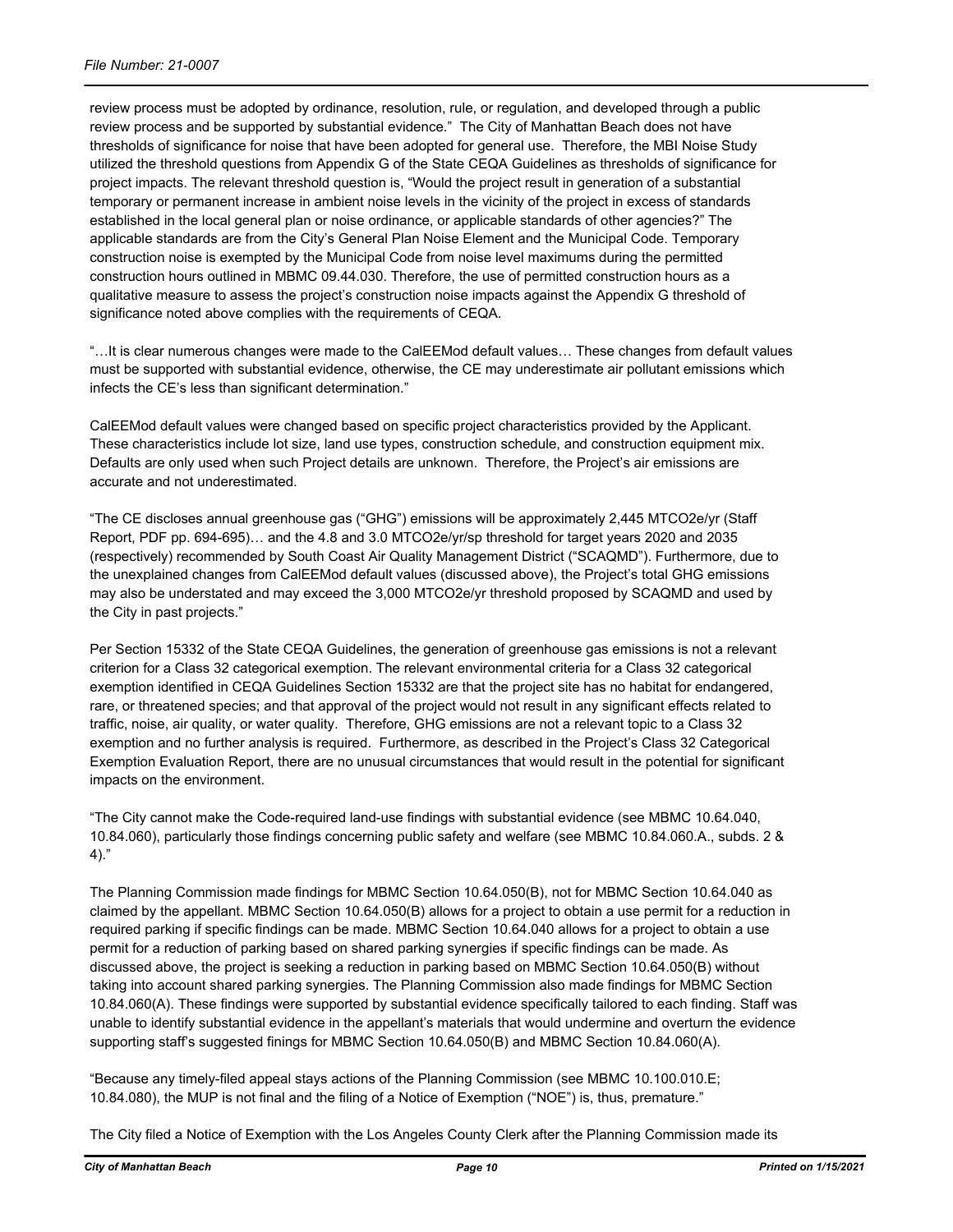review process must be adopted by ordinance, resolution, rule, or regulation, and developed through a public review process and be supported by substantial evidence." The City of Manhattan Beach does not have thresholds of significance for noise that have been adopted for general use. Therefore, the MBI Noise Study utilized the threshold questions from Appendix G of the State CEQA Guidelines as thresholds of significance for project impacts. The relevant threshold question is, "Would the project result in generation of a substantial temporary or permanent increase in ambient noise levels in the vicinity of the project in excess of standards established in the local general plan or noise ordinance, or applicable standards of other agencies?" The applicable standards are from the City's General Plan Noise Element and the Municipal Code. Temporary construction noise is exempted by the Municipal Code from noise level maximums during the permitted construction hours outlined in MBMC 09.44.030. Therefore, the use of permitted construction hours as a qualitative measure to assess the project's construction noise impacts against the Appendix G threshold of significance noted above complies with the requirements of CEQA.

"…It is clear numerous changes were made to the CalEEMod default values… These changes from default values must be supported with substantial evidence, otherwise, the CE may underestimate air pollutant emissions which infects the CE's less than significant determination."

CalEEMod default values were changed based on specific project characteristics provided by the Applicant. These characteristics include lot size, land use types, construction schedule, and construction equipment mix. Defaults are only used when such Project details are unknown. Therefore, the Project's air emissions are accurate and not underestimated.

"The CE discloses annual greenhouse gas ("GHG") emissions will be approximately 2,445 MTCO2e/yr (Staff Report, PDF pp. 694-695)… and the 4.8 and 3.0 MTCO2e/yr/sp threshold for target years 2020 and 2035 (respectively) recommended by South Coast Air Quality Management District ("SCAQMD"). Furthermore, due to the unexplained changes from CalEEMod default values (discussed above), the Project's total GHG emissions may also be understated and may exceed the 3,000 MTCO2e/yr threshold proposed by SCAQMD and used by the City in past projects."

Per Section 15332 of the State CEQA Guidelines, the generation of greenhouse gas emissions is not a relevant criterion for a Class 32 categorical exemption. The relevant environmental criteria for a Class 32 categorical exemption identified in CEQA Guidelines Section 15332 are that the project site has no habitat for endangered, rare, or threatened species; and that approval of the project would not result in any significant effects related to traffic, noise, air quality, or water quality. Therefore, GHG emissions are not a relevant topic to a Class 32 exemption and no further analysis is required. Furthermore, as described in the Project's Class 32 Categorical Exemption Evaluation Report, there are no unusual circumstances that would result in the potential for significant impacts on the environment.

"The City cannot make the Code-required land-use findings with substantial evidence (see MBMC 10.64.040, 10.84.060), particularly those findings concerning public safety and welfare (see MBMC 10.84.060.A., subds. 2 & 4)."

The Planning Commission made findings for MBMC Section 10.64.050(B), not for MBMC Section 10.64.040 as claimed by the appellant. MBMC Section 10.64.050(B) allows for a project to obtain a use permit for a reduction in required parking if specific findings can be made. MBMC Section 10.64.040 allows for a project to obtain a use permit for a reduction of parking based on shared parking synergies if specific findings can be made. As discussed above, the project is seeking a reduction in parking based on MBMC Section 10.64.050(B) without taking into account shared parking synergies. The Planning Commission also made findings for MBMC Section 10.84.060(A). These findings were supported by substantial evidence specifically tailored to each finding. Staff was unable to identify substantial evidence in the appellant's materials that would undermine and overturn the evidence supporting staff's suggested finings for MBMC Section 10.64.050(B) and MBMC Section 10.84.060(A).

"Because any timely-filed appeal stays actions of the Planning Commission (see MBMC 10.100.010.E; 10.84.080), the MUP is not final and the filing of a Notice of Exemption ("NOE") is, thus, premature."

The City filed a Notice of Exemption with the Los Angeles County Clerk after the Planning Commission made its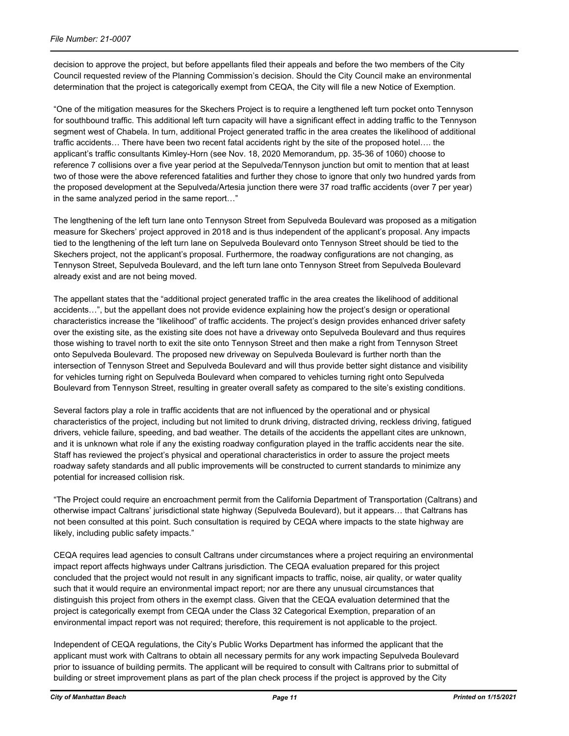decision to approve the project, but before appellants filed their appeals and before the two members of the City Council requested review of the Planning Commission's decision. Should the City Council make an environmental determination that the project is categorically exempt from CEQA, the City will file a new Notice of Exemption.

"One of the mitigation measures for the Skechers Project is to require a lengthened left turn pocket onto Tennyson for southbound traffic. This additional left turn capacity will have a significant effect in adding traffic to the Tennyson segment west of Chabela. In turn, additional Project generated traffic in the area creates the likelihood of additional traffic accidents… There have been two recent fatal accidents right by the site of the proposed hotel…. the applicant's traffic consultants Kimley-Horn (see Nov. 18, 2020 Memorandum, pp. 35-36 of 1060) choose to reference 7 collisions over a five year period at the Sepulveda/Tennyson junction but omit to mention that at least two of those were the above referenced fatalities and further they chose to ignore that only two hundred yards from the proposed development at the Sepulveda/Artesia junction there were 37 road traffic accidents (over 7 per year) in the same analyzed period in the same report…"

The lengthening of the left turn lane onto Tennyson Street from Sepulveda Boulevard was proposed as a mitigation measure for Skechers' project approved in 2018 and is thus independent of the applicant's proposal. Any impacts tied to the lengthening of the left turn lane on Sepulveda Boulevard onto Tennyson Street should be tied to the Skechers project, not the applicant's proposal. Furthermore, the roadway configurations are not changing, as Tennyson Street, Sepulveda Boulevard, and the left turn lane onto Tennyson Street from Sepulveda Boulevard already exist and are not being moved.

The appellant states that the "additional project generated traffic in the area creates the likelihood of additional accidents…", but the appellant does not provide evidence explaining how the project's design or operational characteristics increase the "likelihood" of traffic accidents. The project's design provides enhanced driver safety over the existing site, as the existing site does not have a driveway onto Sepulveda Boulevard and thus requires those wishing to travel north to exit the site onto Tennyson Street and then make a right from Tennyson Street onto Sepulveda Boulevard. The proposed new driveway on Sepulveda Boulevard is further north than the intersection of Tennyson Street and Sepulveda Boulevard and will thus provide better sight distance and visibility for vehicles turning right on Sepulveda Boulevard when compared to vehicles turning right onto Sepulveda Boulevard from Tennyson Street, resulting in greater overall safety as compared to the site's existing conditions.

Several factors play a role in traffic accidents that are not influenced by the operational and or physical characteristics of the project, including but not limited to drunk driving, distracted driving, reckless driving, fatigued drivers, vehicle failure, speeding, and bad weather. The details of the accidents the appellant cites are unknown, and it is unknown what role if any the existing roadway configuration played in the traffic accidents near the site. Staff has reviewed the project's physical and operational characteristics in order to assure the project meets roadway safety standards and all public improvements will be constructed to current standards to minimize any potential for increased collision risk.

"The Project could require an encroachment permit from the California Department of Transportation (Caltrans) and otherwise impact Caltrans' jurisdictional state highway (Sepulveda Boulevard), but it appears… that Caltrans has not been consulted at this point. Such consultation is required by CEQA where impacts to the state highway are likely, including public safety impacts."

CEQA requires lead agencies to consult Caltrans under circumstances where a project requiring an environmental impact report affects highways under Caltrans jurisdiction. The CEQA evaluation prepared for this project concluded that the project would not result in any significant impacts to traffic, noise, air quality, or water quality such that it would require an environmental impact report; nor are there any unusual circumstances that distinguish this project from others in the exempt class. Given that the CEQA evaluation determined that the project is categorically exempt from CEQA under the Class 32 Categorical Exemption, preparation of an environmental impact report was not required; therefore, this requirement is not applicable to the project.

Independent of CEQA regulations, the City's Public Works Department has informed the applicant that the applicant must work with Caltrans to obtain all necessary permits for any work impacting Sepulveda Boulevard prior to issuance of building permits. The applicant will be required to consult with Caltrans prior to submittal of building or street improvement plans as part of the plan check process if the project is approved by the City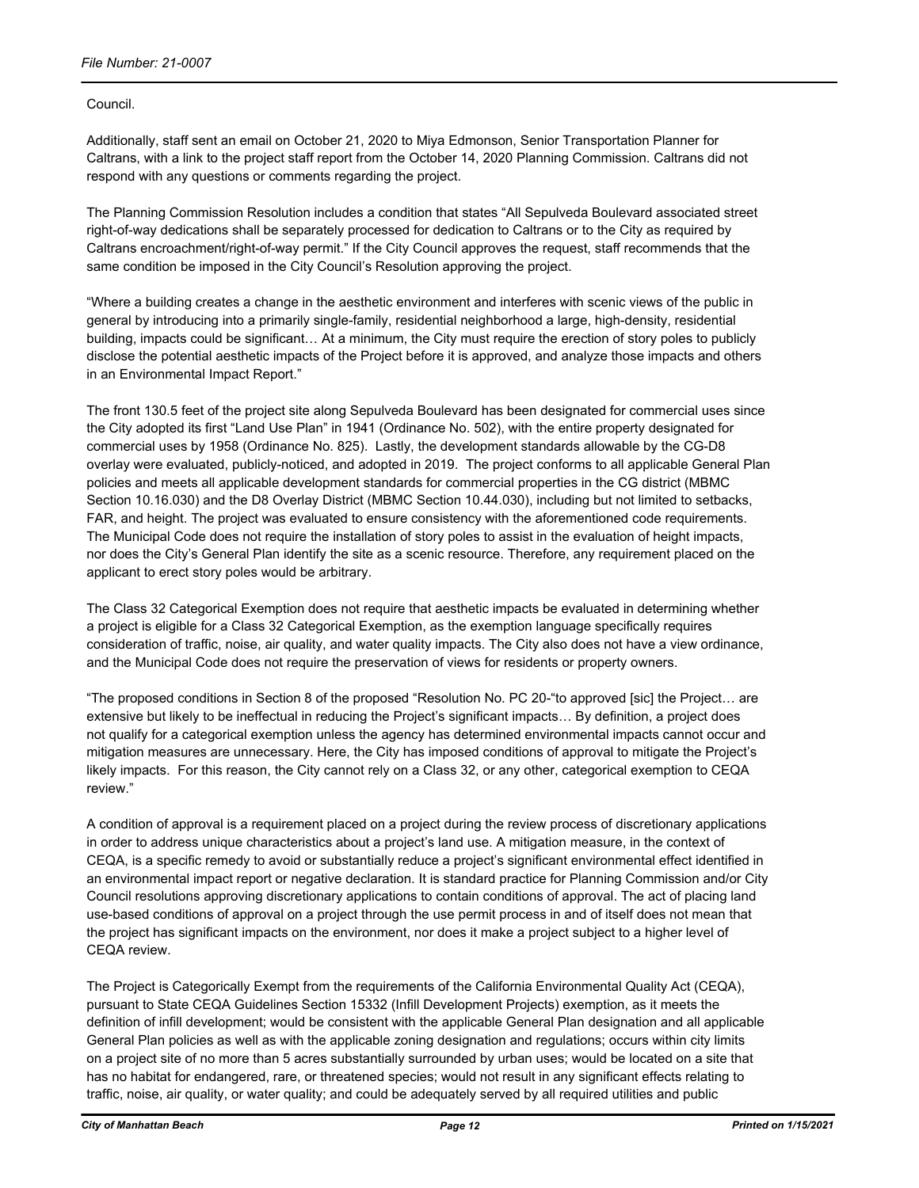Council.

Additionally, staff sent an email on October 21, 2020 to Miya Edmonson, Senior Transportation Planner for Caltrans, with a link to the project staff report from the October 14, 2020 Planning Commission. Caltrans did not respond with any questions or comments regarding the project.

The Planning Commission Resolution includes a condition that states "All Sepulveda Boulevard associated street right-of-way dedications shall be separately processed for dedication to Caltrans or to the City as required by Caltrans encroachment/right-of-way permit." If the City Council approves the request, staff recommends that the same condition be imposed in the City Council's Resolution approving the project.

"Where a building creates a change in the aesthetic environment and interferes with scenic views of the public in general by introducing into a primarily single-family, residential neighborhood a large, high-density, residential building, impacts could be significant… At a minimum, the City must require the erection of story poles to publicly disclose the potential aesthetic impacts of the Project before it is approved, and analyze those impacts and others in an Environmental Impact Report."

The front 130.5 feet of the project site along Sepulveda Boulevard has been designated for commercial uses since the City adopted its first "Land Use Plan" in 1941 (Ordinance No. 502), with the entire property designated for commercial uses by 1958 (Ordinance No. 825). Lastly, the development standards allowable by the CG-D8 overlay were evaluated, publicly-noticed, and adopted in 2019. The project conforms to all applicable General Plan policies and meets all applicable development standards for commercial properties in the CG district (MBMC Section 10.16.030) and the D8 Overlay District (MBMC Section 10.44.030), including but not limited to setbacks, FAR, and height. The project was evaluated to ensure consistency with the aforementioned code requirements. The Municipal Code does not require the installation of story poles to assist in the evaluation of height impacts, nor does the City's General Plan identify the site as a scenic resource. Therefore, any requirement placed on the applicant to erect story poles would be arbitrary.

The Class 32 Categorical Exemption does not require that aesthetic impacts be evaluated in determining whether a project is eligible for a Class 32 Categorical Exemption, as the exemption language specifically requires consideration of traffic, noise, air quality, and water quality impacts. The City also does not have a view ordinance, and the Municipal Code does not require the preservation of views for residents or property owners.

"The proposed conditions in Section 8 of the proposed "Resolution No. PC 20-"to approved [sic] the Project… are extensive but likely to be ineffectual in reducing the Project's significant impacts… By definition, a project does not qualify for a categorical exemption unless the agency has determined environmental impacts cannot occur and mitigation measures are unnecessary. Here, the City has imposed conditions of approval to mitigate the Project's likely impacts. For this reason, the City cannot rely on a Class 32, or any other, categorical exemption to CEQA review."

A condition of approval is a requirement placed on a project during the review process of discretionary applications in order to address unique characteristics about a project's land use. A mitigation measure, in the context of CEQA, is a specific remedy to avoid or substantially reduce a project's significant environmental effect identified in an environmental impact report or negative declaration. It is standard practice for Planning Commission and/or City Council resolutions approving discretionary applications to contain conditions of approval. The act of placing land use-based conditions of approval on a project through the use permit process in and of itself does not mean that the project has significant impacts on the environment, nor does it make a project subject to a higher level of CEQA review.

The Project is Categorically Exempt from the requirements of the California Environmental Quality Act (CEQA), pursuant to State CEQA Guidelines Section 15332 (Infill Development Projects) exemption, as it meets the definition of infill development; would be consistent with the applicable General Plan designation and all applicable General Plan policies as well as with the applicable zoning designation and regulations; occurs within city limits on a project site of no more than 5 acres substantially surrounded by urban uses; would be located on a site that has no habitat for endangered, rare, or threatened species; would not result in any significant effects relating to traffic, noise, air quality, or water quality; and could be adequately served by all required utilities and public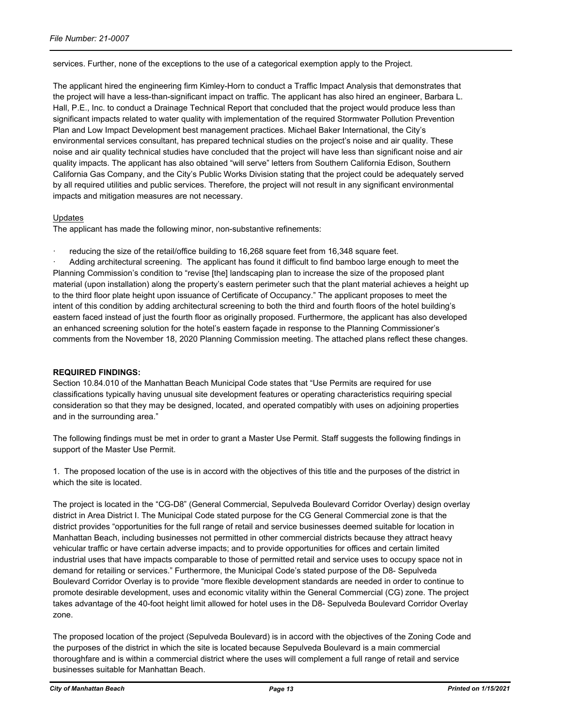services. Further, none of the exceptions to the use of a categorical exemption apply to the Project.

The applicant hired the engineering firm Kimley-Horn to conduct a Traffic Impact Analysis that demonstrates that the project will have a less-than-significant impact on traffic. The applicant has also hired an engineer, Barbara L. Hall, P.E., Inc. to conduct a Drainage Technical Report that concluded that the project would produce less than significant impacts related to water quality with implementation of the required Stormwater Pollution Prevention Plan and Low Impact Development best management practices. Michael Baker International, the City's environmental services consultant, has prepared technical studies on the project's noise and air quality. These noise and air quality technical studies have concluded that the project will have less than significant noise and air quality impacts. The applicant has also obtained "will serve" letters from Southern California Edison, Southern California Gas Company, and the City's Public Works Division stating that the project could be adequately served by all required utilities and public services. Therefore, the project will not result in any significant environmental impacts and mitigation measures are not necessary.

Updates

The applicant has made the following minor, non-substantive refinements:

- reducing the size of the retail/office building to 16,268 square feet from 16,348 square feet.
- Adding architectural screening. The applicant has found it difficult to find bamboo large enough to meet the Planning Commission's condition to "revise [the] landscaping plan to increase the size of the proposed plant material (upon installation) along the property's eastern perimeter such that the plant material achieves a height up to the third floor plate height upon issuance of Certificate of Occupancy." The applicant proposes to meet the intent of this condition by adding architectural screening to both the third and fourth floors of the hotel building's eastern faced instead of just the fourth floor as originally proposed. Furthermore, the applicant has also developed an enhanced screening solution for the hotel's eastern façade in response to the Planning Commissioner's comments from the November 18, 2020 Planning Commission meeting. The attached plans reflect these changes.

**REQUIRED FINDINGS:**

Section 10.84.010 of the Manhattan Beach Municipal Code states that "Use Permits are required for use classifications typically having unusual site development features or operating characteristics requiring special consideration so that they may be designed, located, and operated compatibly with uses on adjoining properties and in the surrounding area."

The following findings must be met in order to grant a Master Use Permit. Staff suggests the following findings in support of the Master Use Permit.

1. The proposed location of the use is in accord with the objectives of this title and the purposes of the district in which the site is located.

The project is located in the "CG-D8" (General Commercial, Sepulveda Boulevard Corridor Overlay) design overlay district in Area District I. The Municipal Code stated purpose for the CG General Commercial zone is that the district provides "opportunities for the full range of retail and service businesses deemed suitable for location in Manhattan Beach, including businesses not permitted in other commercial districts because they attract heavy vehicular traffic or have certain adverse impacts; and to provide opportunities for offices and certain limited industrial uses that have impacts comparable to those of permitted retail and service uses to occupy space not in demand for retailing or services." Furthermore, the Municipal Code's stated purpose of the D8- Sepulveda Boulevard Corridor Overlay is to provide "more flexible development standards are needed in order to continue to promote desirable development, uses and economic vitality within the General Commercial (CG) zone. The project takes advantage of the 40-foot height limit allowed for hotel uses in the D8- Sepulveda Boulevard Corridor Overlay zone.

The proposed location of the project (Sepulveda Boulevard) is in accord with the objectives of the Zoning Code and the purposes of the district in which the site is located because Sepulveda Boulevard is a main commercial thoroughfare and is within a commercial district where the uses will complement a full range of retail and service businesses suitable for Manhattan Beach.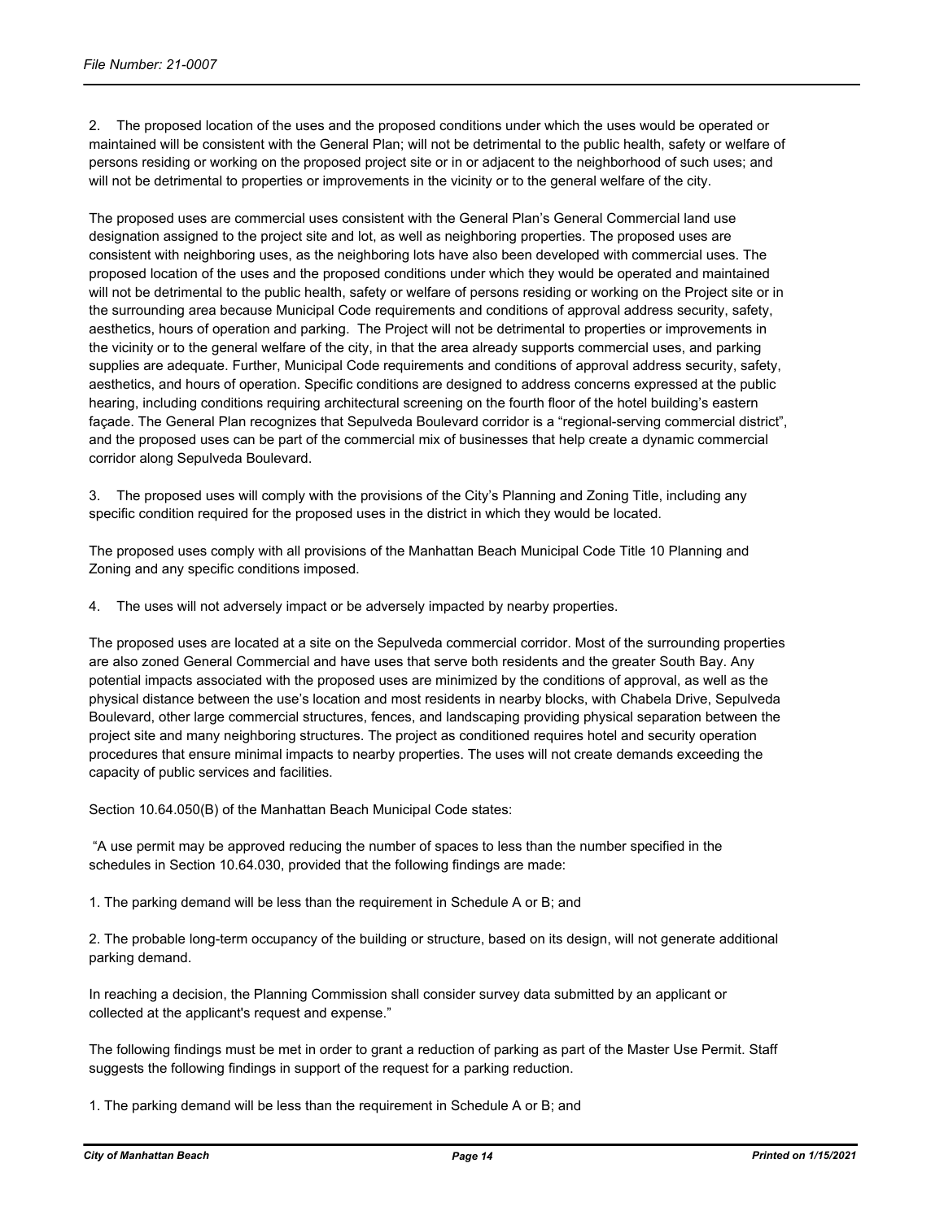2. The proposed location of the uses and the proposed conditions under which the uses would be operated or maintained will be consistent with the General Plan; will not be detrimental to the public health, safety or welfare of persons residing or working on the proposed project site or in or adjacent to the neighborhood of such uses; and will not be detrimental to properties or improvements in the vicinity or to the general welfare of the city.

The proposed uses are commercial uses consistent with the General Plan's General Commercial land use designation assigned to the project site and lot, as well as neighboring properties. The proposed uses are consistent with neighboring uses, as the neighboring lots have also been developed with commercial uses. The proposed location of the uses and the proposed conditions under which they would be operated and maintained will not be detrimental to the public health, safety or welfare of persons residing or working on the Project site or in the surrounding area because Municipal Code requirements and conditions of approval address security, safety, aesthetics, hours of operation and parking. The Project will not be detrimental to properties or improvements in the vicinity or to the general welfare of the city, in that the area already supports commercial uses, and parking supplies are adequate. Further, Municipal Code requirements and conditions of approval address security, safety, aesthetics, and hours of operation. Specific conditions are designed to address concerns expressed at the public hearing, including conditions requiring architectural screening on the fourth floor of the hotel building's eastern façade. The General Plan recognizes that Sepulveda Boulevard corridor is a "regional-serving commercial district", and the proposed uses can be part of the commercial mix of businesses that help create a dynamic commercial corridor along Sepulveda Boulevard.

3. The proposed uses will comply with the provisions of the City's Planning and Zoning Title, including any specific condition required for the proposed uses in the district in which they would be located.

The proposed uses comply with all provisions of the Manhattan Beach Municipal Code Title 10 Planning and Zoning and any specific conditions imposed.

4. The uses will not adversely impact or be adversely impacted by nearby properties.

The proposed uses are located at a site on the Sepulveda commercial corridor. Most of the surrounding properties are also zoned General Commercial and have uses that serve both residents and the greater South Bay. Any potential impacts associated with the proposed uses are minimized by the conditions of approval, as well as the physical distance between the use's location and most residents in nearby blocks, with Chabela Drive, Sepulveda Boulevard, other large commercial structures, fences, and landscaping providing physical separation between the project site and many neighboring structures. The project as conditioned requires hotel and security operation procedures that ensure minimal impacts to nearby properties. The uses will not create demands exceeding the capacity of public services and facilities.

Section 10.64.050(B) of the Manhattan Beach Municipal Code states:

"A use permit may be approved reducing the number of spaces to less than the number specified in the schedules in Section 10.64.030, provided that the following findings are made:

1. The parking demand will be less than the requirement in Schedule A or B; and

2. The probable long-term occupancy of the building or structure, based on its design, will not generate additional parking demand.

In reaching a decision, the Planning Commission shall consider survey data submitted by an applicant or collected at the applicant's request and expense."

The following findings must be met in order to grant a reduction of parking as part of the Master Use Permit. Staff suggests the following findings in support of the request for a parking reduction.

1. The parking demand will be less than the requirement in Schedule A or B; and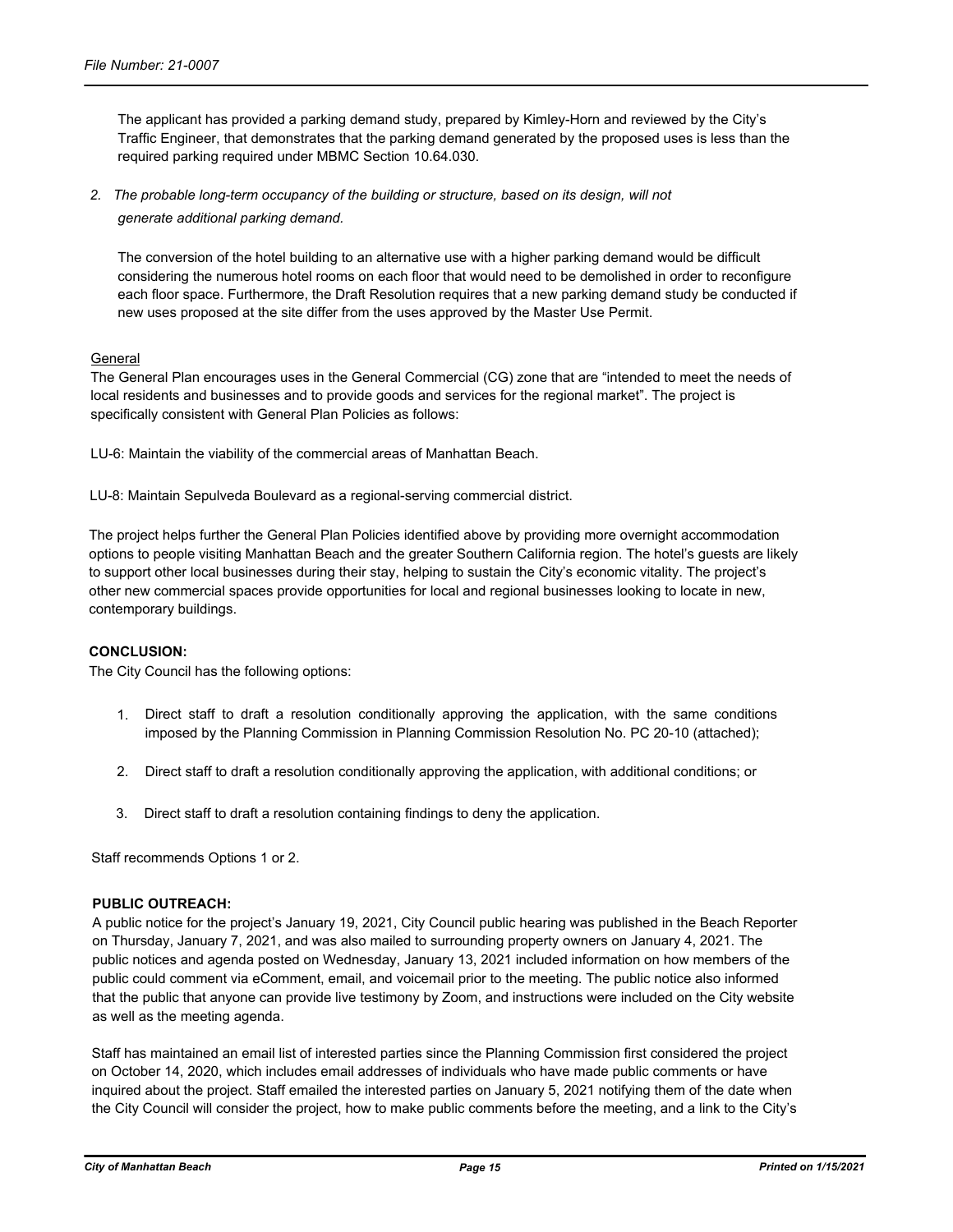The applicant has provided a parking demand study, prepared by Kimley-Horn and reviewed by the City's Traffic Engineer, that demonstrates that the parking demand generated by the proposed uses is less than the required parking required under MBMC Section 10.64.030.

2. *The probable long-term occupancy of the building or structure, based on its design, will not generate additional parking demand.*

The conversion of the hotel building to an alternative use with a higher parking demand would be difficult considering the numerous hotel rooms on each floor that would need to be demolished in order to reconfigure each floor space. Furthermore, the Draft Resolution requires that a new parking demand study be conducted if new uses proposed at the site differ from the uses approved by the Master Use Permit.

General

The General Plan encourages uses in the General Commercial (CG) zone that are "intended to meet the needs of local residents and businesses and to provide goods and services for the regional market". The project is specifically consistent with General Plan Policies as follows:

LU-6: Maintain the viability of the commercial areas of Manhattan Beach.

LU-8: Maintain Sepulveda Boulevard as a regional-serving commercial district.

The project helps further the General Plan Policies identified above by providing more overnight accommodation options to people visiting Manhattan Beach and the greater Southern California region. The hotel's guests are likely to support other local businesses during their stay, helping to sustain the City's economic vitality. The project's other new commercial spaces provide opportunities for local and regional businesses looking to locate in new, contemporary buildings.

**CONCLUSION:**

The City Council has the following options:

1. Direct staff to draft a resolution conditionally approving the application, with the same conditions imposed by the Planning Commission in Planning Commission Resolution No. PC 20-10 (attached);

2. Direct staff to draft a resolution conditionally approving the application, with additional conditions; or

3. Direct staff to draft a resolution containing findings to deny the application.

Staff recommends Options 1 or 2.

**PUBLIC OUTREACH:**

A public notice for the project's January 19, 2021, City Council public hearing was published in the Beach Reporter on Thursday, January 7, 2021, and was also mailed to surrounding property owners on January 4, 2021. The public notices and agenda posted on Wednesday, January 13, 2021 included information on how members of the public could comment via eComment, email, and voicemail prior to the meeting. The public notice also informed that the public that anyone can provide live testimony by Zoom, and instructions were included on the City website as well as the meeting agenda.

Staff has maintained an email list of interested parties since the Planning Commission first considered the project on October 14, 2020, which includes email addresses of individuals who have made public comments or have inquired about the project. Staff emailed the interested parties on January 5, 2021 notifying them of the date when the City Council will consider the project, how to make public comments before the meeting, and a link to the City's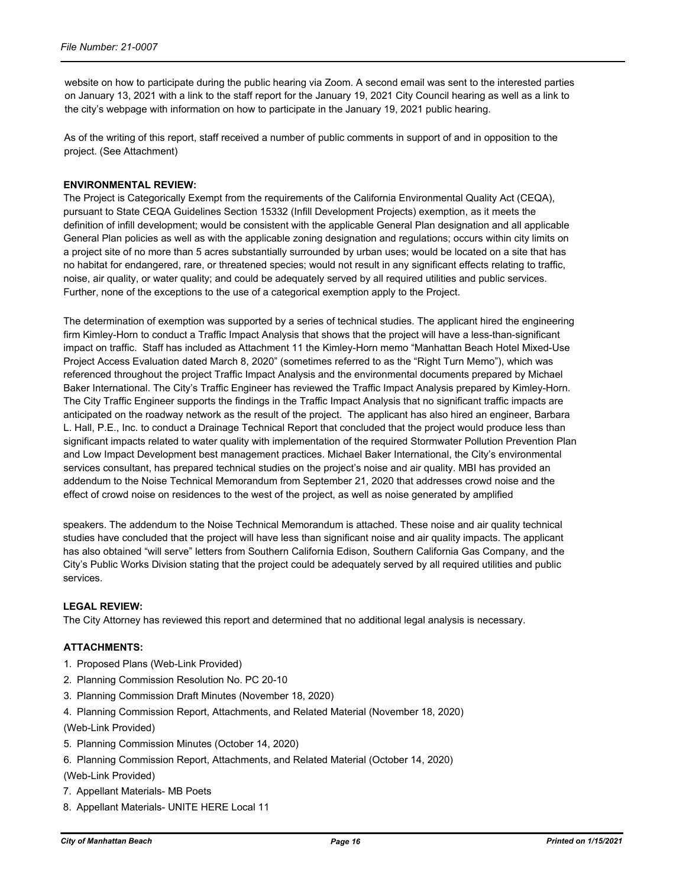website on how to participate during the public hearing via Zoom. A second email was sent to the interested parties on January 13, 2021 with a link to the staff report for the January 19, 2021 City Council hearing as well as a link to the city's webpage with information on how to participate in the January 19, 2021 public hearing.

As of the writing of this report, staff received a number of public comments in support of and in opposition to the project. (See Attachment)

**ENVIRONMENTAL REVIEW:**

The Project is Categorically Exempt from the requirements of the California Environmental Quality Act (CEQA), pursuant to State CEQA Guidelines Section 15332 (Infill Development Projects) exemption, as it meets the definition of infill development; would be consistent with the applicable General Plan designation and all applicable General Plan policies as well as with the applicable zoning designation and regulations; occurs within city limits on a project site of no more than 5 acres substantially surrounded by urban uses; would be located on a site that has no habitat for endangered, rare, or threatened species; would not result in any significant effects relating to traffic, noise, air quality, or water quality; and could be adequately served by all required utilities and public services. Further, none of the exceptions to the use of a categorical exemption apply to the Project.

The determination of exemption was supported by a series of technical studies. The applicant hired the engineering firm Kimley-Horn to conduct a Traffic Impact Analysis that shows that the project will have a less-than-significant impact on traffic. Staff has included as Attachment 11 the Kimley-Horn memo "Manhattan Beach Hotel Mixed-Use Project Access Evaluation dated March 8, 2020" (sometimes referred to as the "Right Turn Memo"), which was referenced throughout the project Traffic Impact Analysis and the environmental documents prepared by Michael Baker International. The City's Traffic Engineer has reviewed the Traffic Impact Analysis prepared by Kimley-Horn. The City Traffic Engineer supports the findings in the Traffic Impact Analysis that no significant traffic impacts are anticipated on the roadway network as the result of the project. The applicant has also hired an engineer, Barbara L. Hall, P.E., Inc. to conduct a Drainage Technical Report that concluded that the project would produce less than significant impacts related to water quality with implementation of the required Stormwater Pollution Prevention Plan and Low Impact Development best management practices. Michael Baker International, the City's environmental services consultant, has prepared technical studies on the project's noise and air quality. MBI has provided an addendum to the Noise Technical Memorandum from September 21, 2020 that addresses crowd noise and the effect of crowd noise on residences to the west of the project, as well as noise generated by amplified speakers. The addendum to the Noise Technical Memorandum is attached. These noise and air quality technical studies have concluded that the project will have less than significant noise and air quality impacts. The applicant has also obtained "will serve" letters from Southern California Edison, Southern California Gas Company, and the City's Public Works Division stating that the project could be adequately served by all required utilities and public services.

**LEGAL REVIEW:**

The City Attorney has reviewed this report and determined that no additional legal analysis is necessary.

**ATTACHMENTS:**

1. Proposed Plans (Web-Link Provided)
2. Planning Commission Resolution No. PC 20-10
3. Planning Commission Draft Minutes (November 18, 2020)
4. Planning Commission Report, Attachments, and Related Material (November 18, 2020) (Web-Link Provided)
5. Planning Commission Minutes (October 14, 2020)
6. Planning Commission Report, Attachments, and Related Material (October 14, 2020) (Web-Link Provided)
7. Appellant Materials- MB Poets
8. Appellant Materials- UNITE HERE Local 11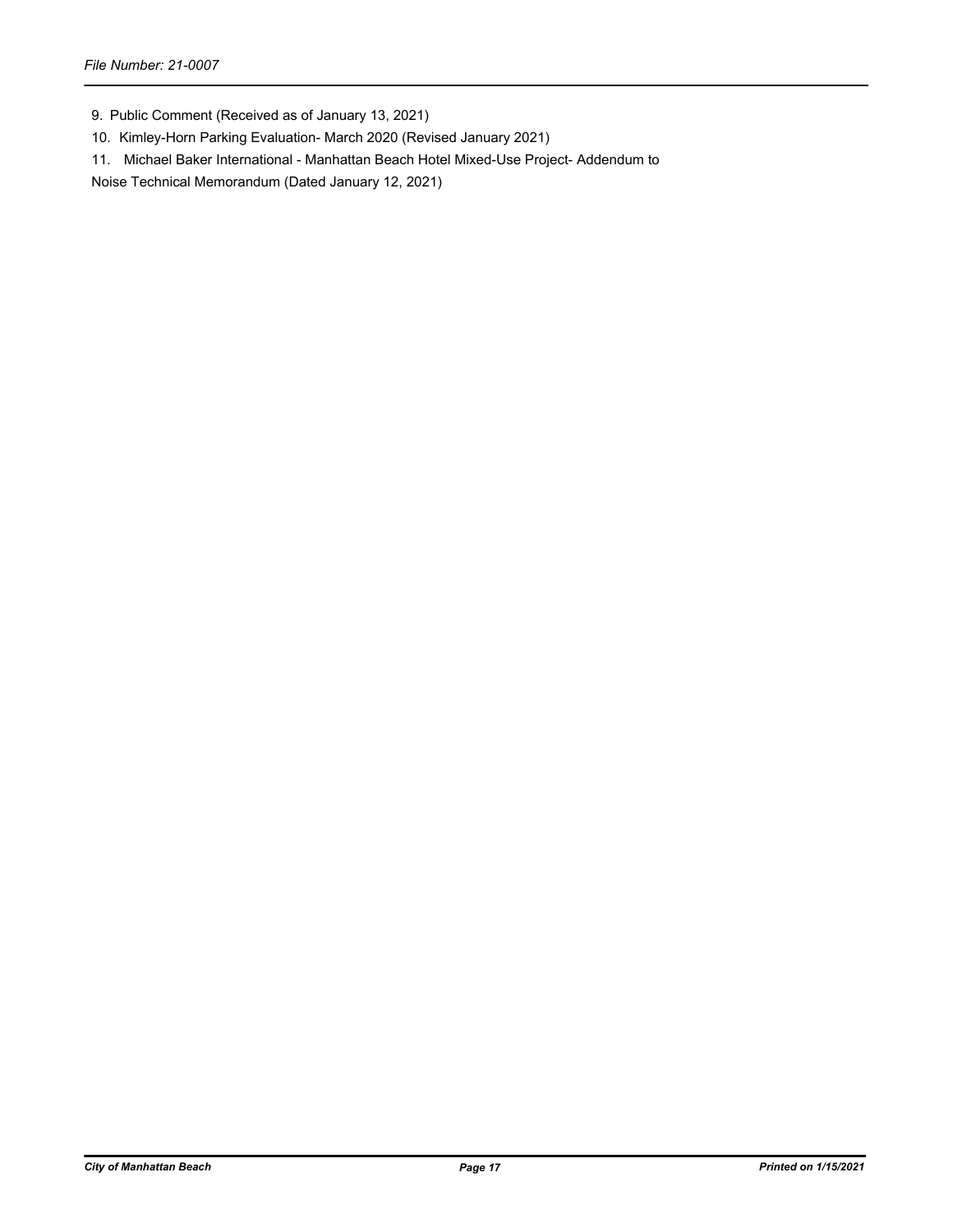9. Public Comment (Received as of January 13, 2021)
10. Kimley-Horn Parking Evaluation- March 2020 (Revised January 2021)
11. Michael Baker International - Manhattan Beach Hotel Mixed-Use Project- Addendum to Noise Technical Memorandum (Dated January 12, 2021)